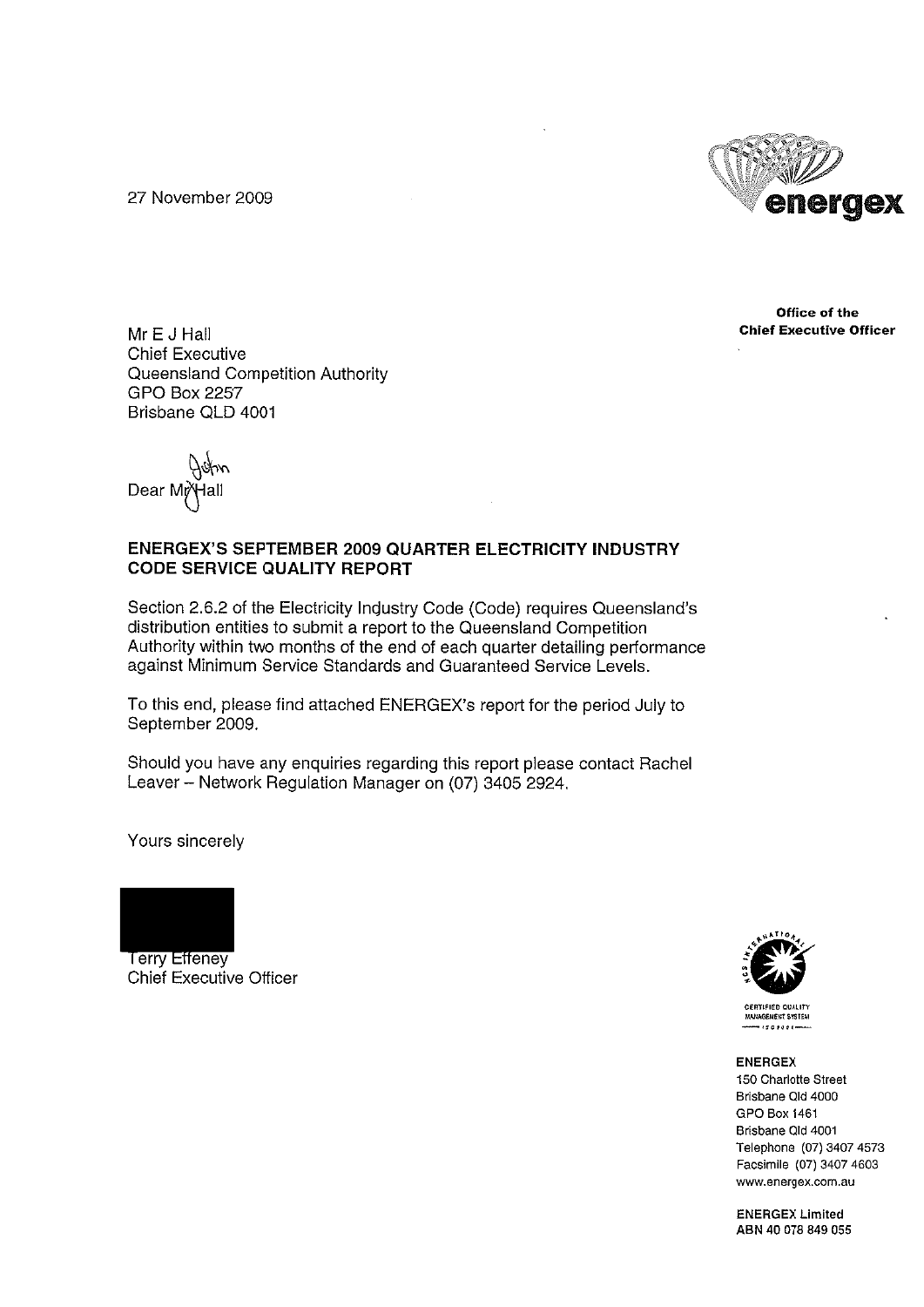27 November 2009

energex

**Office of the Chief Executive Officer**

Mr E J Hall
Chief Executive
Queensland Competition Authority
GPO Box 2257
Brisbane QLD 4001

Dear Mr Hall John

**ENERGEX'S SEPTEMBER 2009 QUARTER ELECTRICITY INDUSTRY CODE SERVICE QUALITY REPORT**

Section 2.6.2 of the Electricity Industry Code (Code) requires Queensland's distribution entities to submit a report to the Queensland Competition Authority within two months of the end of each quarter detailing performance against Minimum Service Standards and Guaranteed Service Levels.

To this end, please find attached ENERGEX's report for the period July to September 2009.

Should you have any enquiries regarding this report please contact Rachel Leaver – Network Regulation Manager on (07) 3405 2924.

Yours sincerely

Terry Effeney
Chief Executive Officer

CERTIFIED QUALITY MANAGEMENT SYSTEM

**ENERGEX**
150 Charlotte Street
Brisbane Qld 4000
GPO Box 1461
Brisbane Qld 4001
Telephone (07) 3407 4573
Facsimile (07) 3407 4603
www.energex.com.au

**ENERGEX Limited**
**ABN 40 078 849 055**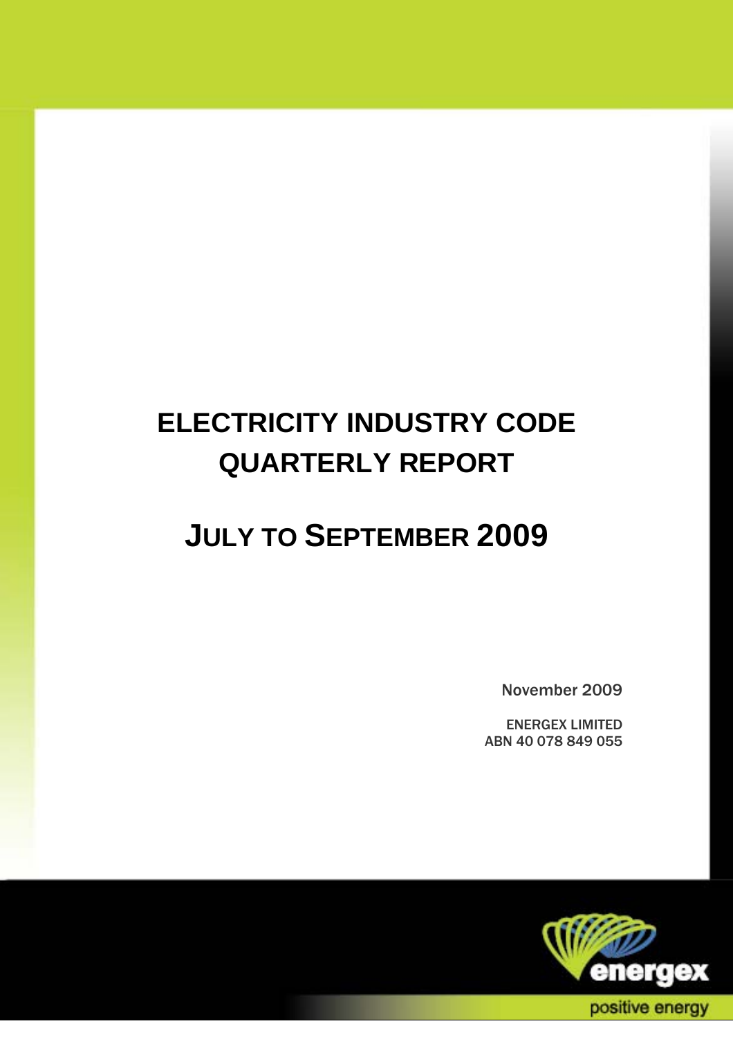# ELECTRICITY INDUSTRY CODE QUARTERLY REPORT

# JULY TO SEPTEMBER 2009

November 2009

ENERGEX LIMITED
ABN 40 078 849 055

energex

positive energy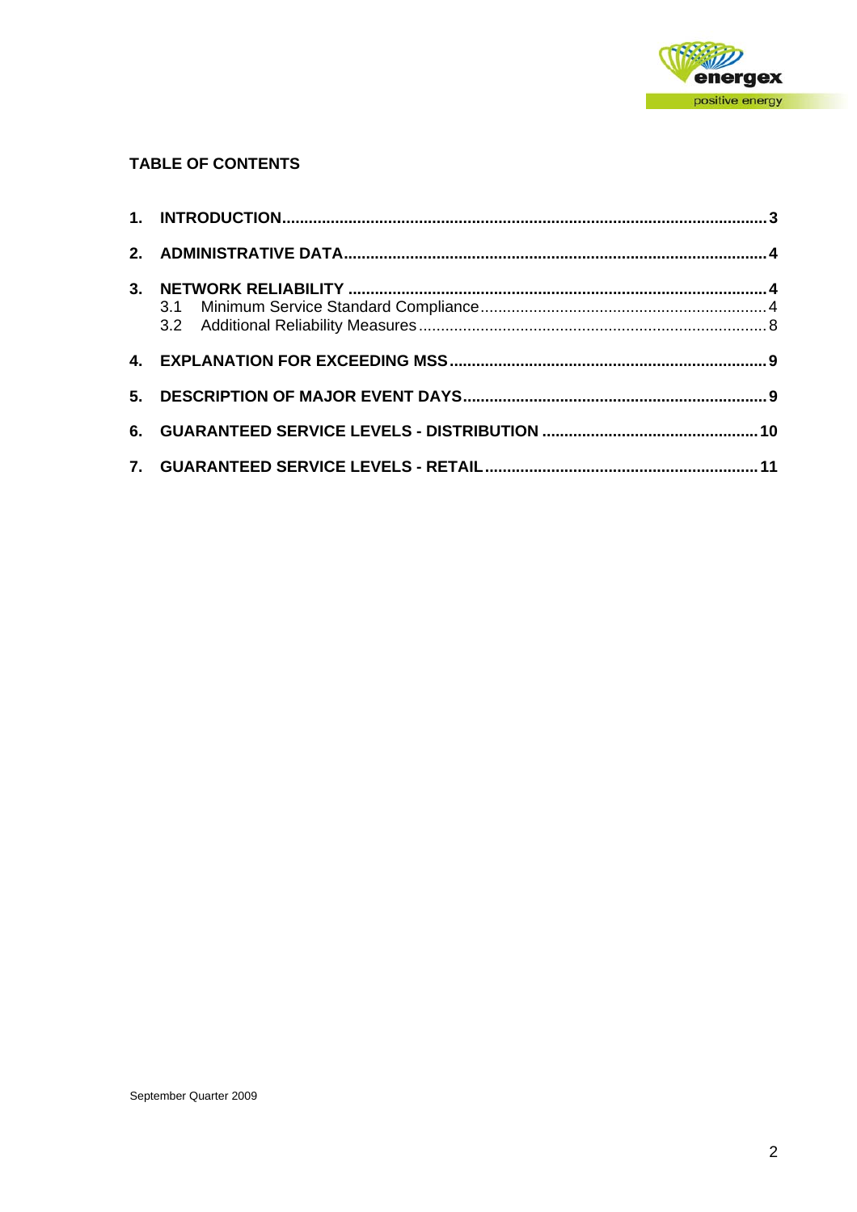## TABLE OF CONTENTS

**1. INTRODUCTION** .......... **3**

**2. ADMINISTRATIVE DATA** .......... **4**

**3. NETWORK RELIABILITY** .......... **4**

- 3.1 Minimum Service Standard Compliance .......... 4
- 3.2 Additional Reliability Measures .......... 8

**4. EXPLANATION FOR EXCEEDING MSS** .......... **9**

**5. DESCRIPTION OF MAJOR EVENT DAYS** .......... **9**

**6. GUARANTEED SERVICE LEVELS - DISTRIBUTION** .......... **10**

**7. GUARANTEED SERVICE LEVELS - RETAIL** .......... **11**

September Quarter 2009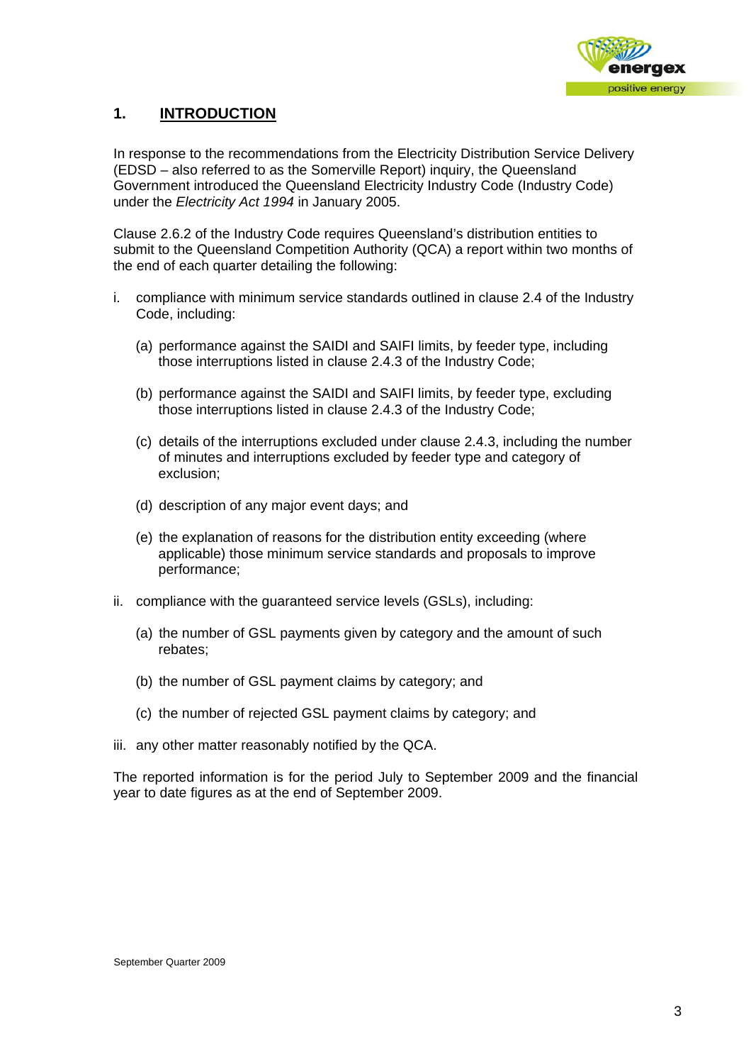# 1. INTRODUCTION

In response to the recommendations from the Electricity Distribution Service Delivery (EDSD – also referred to as the Somerville Report) inquiry, the Queensland Government introduced the Queensland Electricity Industry Code (Industry Code) under the *Electricity Act 1994* in January 2005.

Clause 2.6.2 of the Industry Code requires Queensland's distribution entities to submit to the Queensland Competition Authority (QCA) a report within two months of the end of each quarter detailing the following:

i. compliance with minimum service standards outlined in clause 2.4 of the Industry Code, including:

   (a) performance against the SAIDI and SAIFI limits, by feeder type, including those interruptions listed in clause 2.4.3 of the Industry Code;

   (b) performance against the SAIDI and SAIFI limits, by feeder type, excluding those interruptions listed in clause 2.4.3 of the Industry Code;

   (c) details of the interruptions excluded under clause 2.4.3, including the number of minutes and interruptions excluded by feeder type and category of exclusion;

   (d) description of any major event days; and

   (e) the explanation of reasons for the distribution entity exceeding (where applicable) those minimum service standards and proposals to improve performance;

ii. compliance with the guaranteed service levels (GSLs), including:

   (a) the number of GSL payments given by category and the amount of such rebates;

   (b) the number of GSL payment claims by category; and

   (c) the number of rejected GSL payment claims by category; and

iii. any other matter reasonably notified by the QCA.

The reported information is for the period July to September 2009 and the financial year to date figures as at the end of September 2009.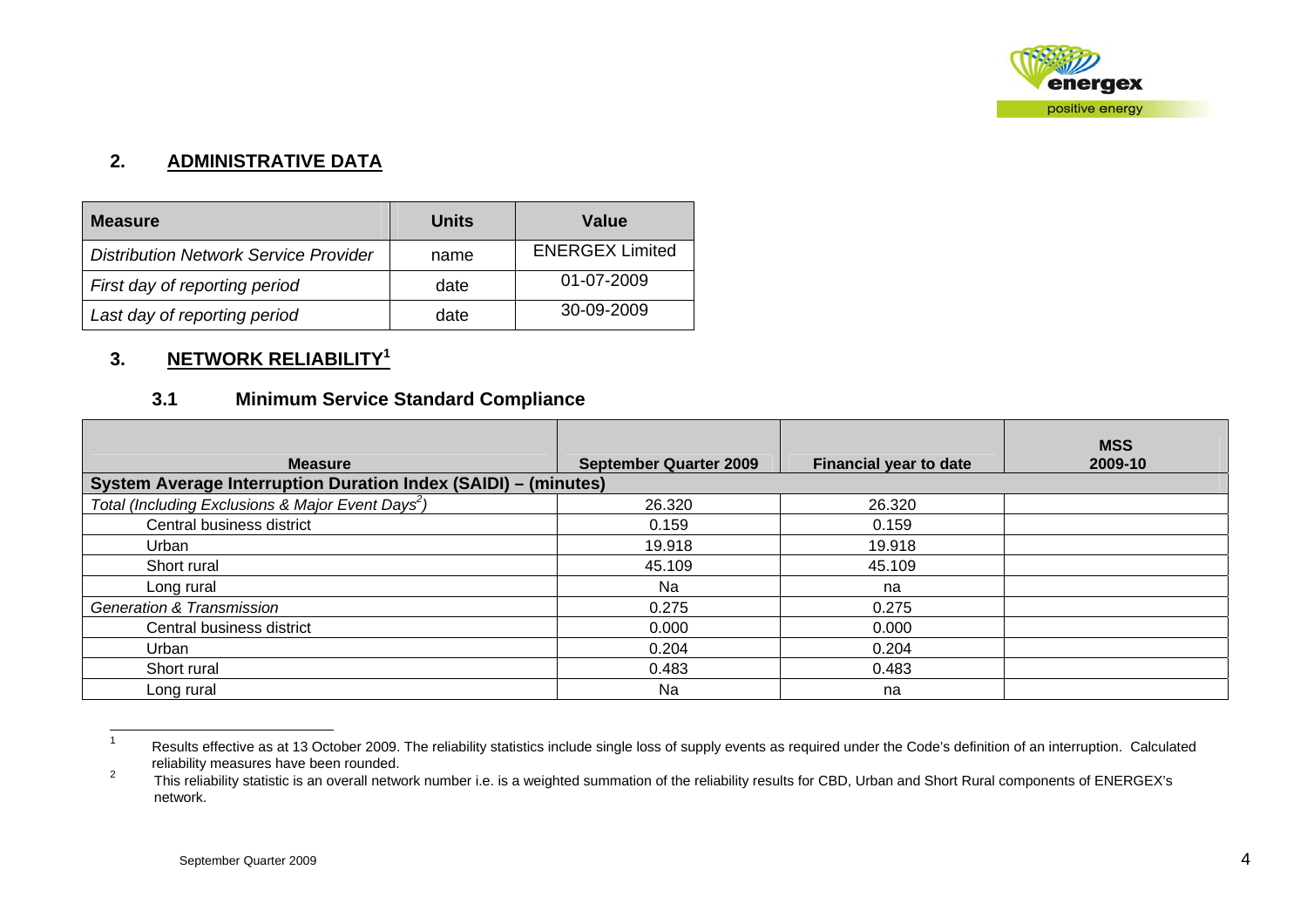## 2. ADMINISTRATIVE DATA

| Measure | Units | Value |
|---|---|---|
| *Distribution Network Service Provider* | name | ENERGEX Limited |
| *First day of reporting period* | date | 01-07-2009 |
| *Last day of reporting period* | date | 30-09-2009 |

## 3. NETWORK RELIABILITY[1]

### 3.1 Minimum Service Standard Compliance

| Measure | September Quarter 2009 | Financial year to date | MSS 2009-10 |
|---|---|---|---|
| **System Average Interruption Duration Index (SAIDI) – (minutes)** | | | |
| *Total (Including Exclusions & Major Event Days[2])* | 26.320 | 26.320 | |
| Central business district | 0.159 | 0.159 | |
| Urban | 19.918 | 19.918 | |
| Short rural | 45.109 | 45.109 | |
| Long rural | Na | na | |
| *Generation & Transmission* | 0.275 | 0.275 | |
| Central business district | 0.000 | 0.000 | |
| Urban | 0.204 | 0.204 | |
| Short rural | 0.483 | 0.483 | |
| Long rural | Na | na | |

[1] Results effective as at 13 October 2009. The reliability statistics include single loss of supply events as required under the Code's definition of an interruption. Calculated reliability measures have been rounded.

[2] This reliability statistic is an overall network number i.e. is a weighted summation of the reliability results for CBD, Urban and Short Rural components of ENERGEX's network.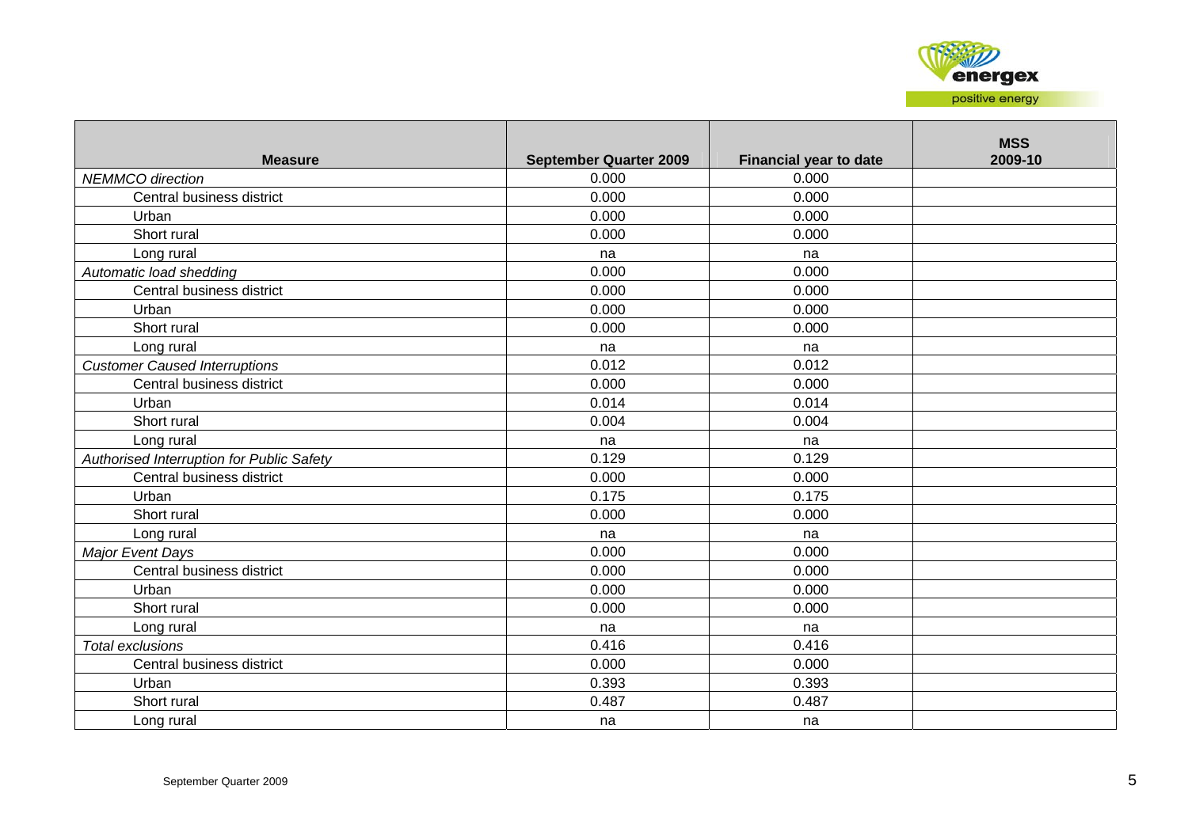| Measure | September Quarter 2009 | Financial year to date | MSS 2009-10 |
|---|---|---|---|
| *NEMMCO direction* | 0.000 | 0.000 | |
| Central business district | 0.000 | 0.000 | |
| Urban | 0.000 | 0.000 | |
| Short rural | 0.000 | 0.000 | |
| Long rural | na | na | |
| *Automatic load shedding* | 0.000 | 0.000 | |
| Central business district | 0.000 | 0.000 | |
| Urban | 0.000 | 0.000 | |
| Short rural | 0.000 | 0.000 | |
| Long rural | na | na | |
| *Customer Caused Interruptions* | 0.012 | 0.012 | |
| Central business district | 0.000 | 0.000 | |
| Urban | 0.014 | 0.014 | |
| Short rural | 0.004 | 0.004 | |
| Long rural | na | na | |
| *Authorised Interruption for Public Safety* | 0.129 | 0.129 | |
| Central business district | 0.000 | 0.000 | |
| Urban | 0.175 | 0.175 | |
| Short rural | 0.000 | 0.000 | |
| Long rural | na | na | |
| *Major Event Days* | 0.000 | 0.000 | |
| Central business district | 0.000 | 0.000 | |
| Urban | 0.000 | 0.000 | |
| Short rural | 0.000 | 0.000 | |
| Long rural | na | na | |
| *Total exclusions* | 0.416 | 0.416 | |
| Central business district | 0.000 | 0.000 | |
| Urban | 0.393 | 0.393 | |
| Short rural | 0.487 | 0.487 | |
| Long rural | na | na | |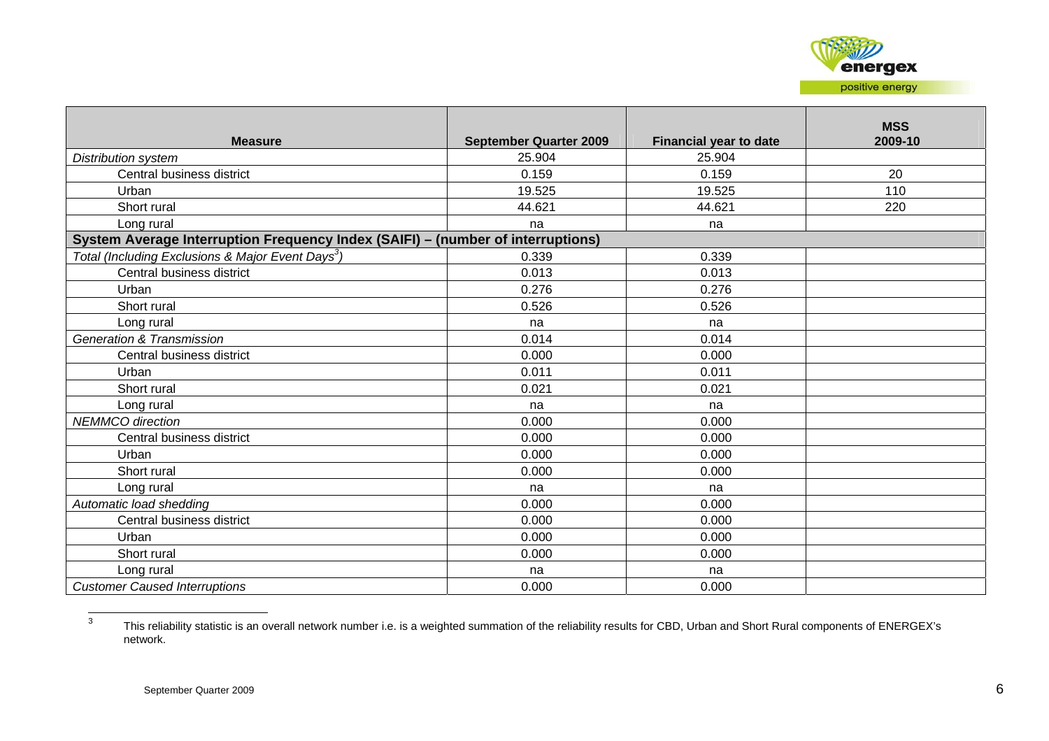| Measure | September Quarter 2009 | Financial year to date | MSS 2009-10 |
|---|---|---|---|
| *Distribution system* | 25.904 | 25.904 | |
| Central business district | 0.159 | 0.159 | 20 |
| Urban | 19.525 | 19.525 | 110 |
| Short rural | 44.621 | 44.621 | 220 |
| Long rural | na | na | |
| **System Average Interruption Frequency Index (SAIFI) – (number of interruptions)** | | | |
| *Total (Including Exclusions & Major Event Days[3])* | 0.339 | 0.339 | |
| Central business district | 0.013 | 0.013 | |
| Urban | 0.276 | 0.276 | |
| Short rural | 0.526 | 0.526 | |
| Long rural | na | na | |
| *Generation & Transmission* | 0.014 | 0.014 | |
| Central business district | 0.000 | 0.000 | |
| Urban | 0.011 | 0.011 | |
| Short rural | 0.021 | 0.021 | |
| Long rural | na | na | |
| *NEMMCO direction* | 0.000 | 0.000 | |
| Central business district | 0.000 | 0.000 | |
| Urban | 0.000 | 0.000 | |
| Short rural | 0.000 | 0.000 | |
| Long rural | na | na | |
| *Automatic load shedding* | 0.000 | 0.000 | |
| Central business district | 0.000 | 0.000 | |
| Urban | 0.000 | 0.000 | |
| Short rural | 0.000 | 0.000 | |
| Long rural | na | na | |
| *Customer Caused Interruptions* | 0.000 | 0.000 | |

[3] This reliability statistic is an overall network number i.e. is a weighted summation of the reliability results for CBD, Urban and Short Rural components of ENERGEX's network.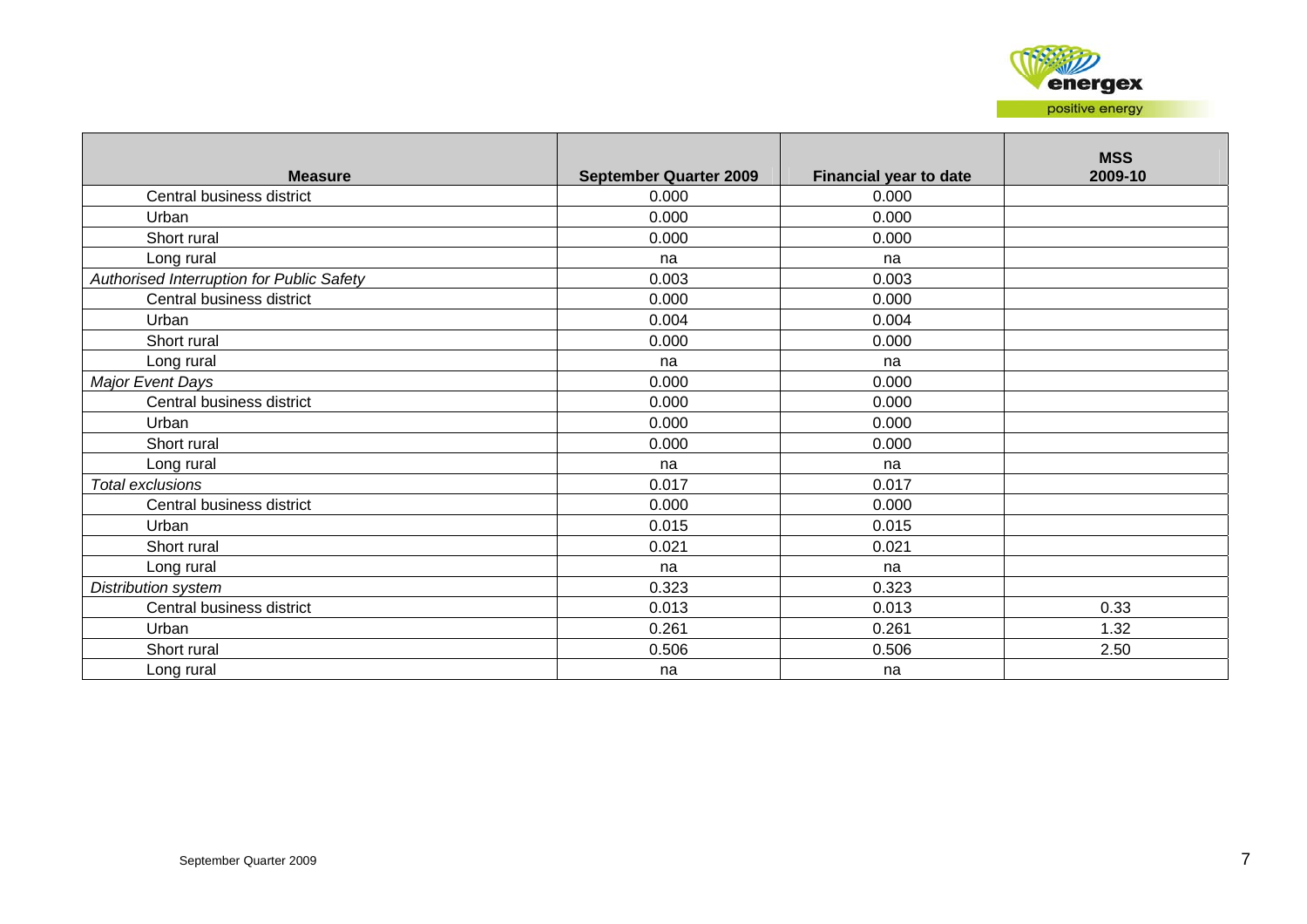| Measure | September Quarter 2009 | Financial year to date | MSS 2009-10 |
|---|---|---|---|
| Central business district | 0.000 | 0.000 | |
| Urban | 0.000 | 0.000 | |
| Short rural | 0.000 | 0.000 | |
| Long rural | na | na | |
| *Authorised Interruption for Public Safety* | 0.003 | 0.003 | |
| Central business district | 0.000 | 0.000 | |
| Urban | 0.004 | 0.004 | |
| Short rural | 0.000 | 0.000 | |
| Long rural | na | na | |
| *Major Event Days* | 0.000 | 0.000 | |
| Central business district | 0.000 | 0.000 | |
| Urban | 0.000 | 0.000 | |
| Short rural | 0.000 | 0.000 | |
| Long rural | na | na | |
| *Total exclusions* | 0.017 | 0.017 | |
| Central business district | 0.000 | 0.000 | |
| Urban | 0.015 | 0.015 | |
| Short rural | 0.021 | 0.021 | |
| Long rural | na | na | |
| *Distribution system* | 0.323 | 0.323 | |
| Central business district | 0.013 | 0.013 | 0.33 |
| Urban | 0.261 | 0.261 | 1.32 |
| Short rural | 0.506 | 0.506 | 2.50 |
| Long rural | na | na | |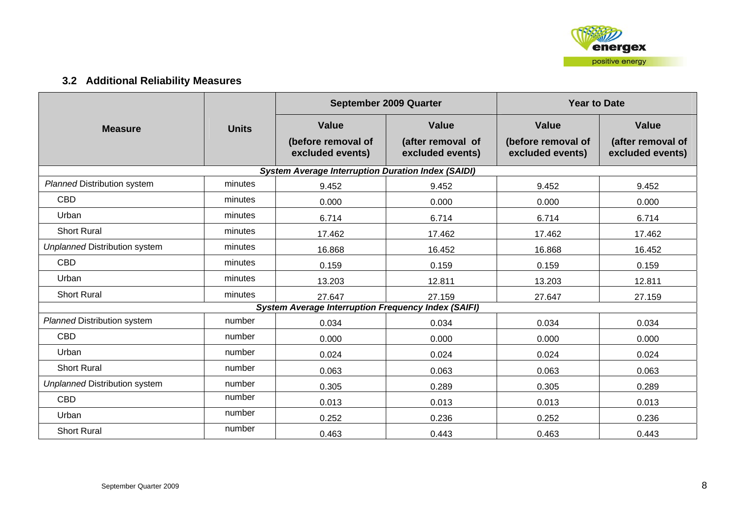### 3.2 Additional Reliability Measures

| Measure | Units | September 2009 Quarter | | Year to Date | |
|---|---|---|---|---|---|
| | | Value (before removal of excluded events) | Value (after removal of excluded events) | Value (before removal of excluded events) | Value (after removal of excluded events) |
| ***System Average Interruption Duration Index (SAIDI)*** | | | | | |
| *Planned* Distribution system | minutes | 9.452 | 9.452 | 9.452 | 9.452 |
| CBD | minutes | 0.000 | 0.000 | 0.000 | 0.000 |
| Urban | minutes | 6.714 | 6.714 | 6.714 | 6.714 |
| Short Rural | minutes | 17.462 | 17.462 | 17.462 | 17.462 |
| *Unplanned* Distribution system | minutes | 16.868 | 16.452 | 16.868 | 16.452 |
| CBD | minutes | 0.159 | 0.159 | 0.159 | 0.159 |
| Urban | minutes | 13.203 | 12.811 | 13.203 | 12.811 |
| Short Rural | minutes | 27.647 | 27.159 | 27.647 | 27.159 |
| ***System Average Interruption Frequency Index (SAIFI)*** | | | | | |
| *Planned* Distribution system | number | 0.034 | 0.034 | 0.034 | 0.034 |
| CBD | number | 0.000 | 0.000 | 0.000 | 0.000 |
| Urban | number | 0.024 | 0.024 | 0.024 | 0.024 |
| Short Rural | number | 0.063 | 0.063 | 0.063 | 0.063 |
| *Unplanned* Distribution system | number | 0.305 | 0.289 | 0.305 | 0.289 |
| CBD | number | 0.013 | 0.013 | 0.013 | 0.013 |
| Urban | number | 0.252 | 0.236 | 0.252 | 0.236 |
| Short Rural | number | 0.463 | 0.443 | 0.463 | 0.443 |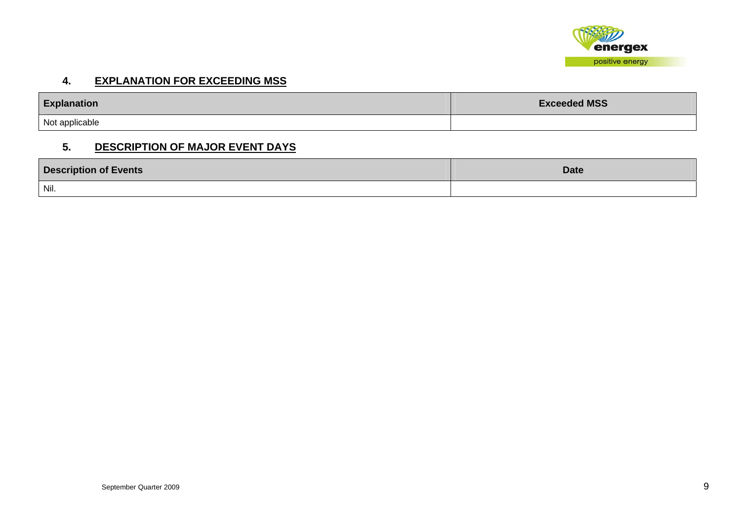## 4. EXPLANATION FOR EXCEEDING MSS

| Explanation | Exceeded MSS |
| --- | --- |
| Not applicable | |

## 5. DESCRIPTION OF MAJOR EVENT DAYS

| Description of Events | Date |
| --- | --- |
| Nil. | |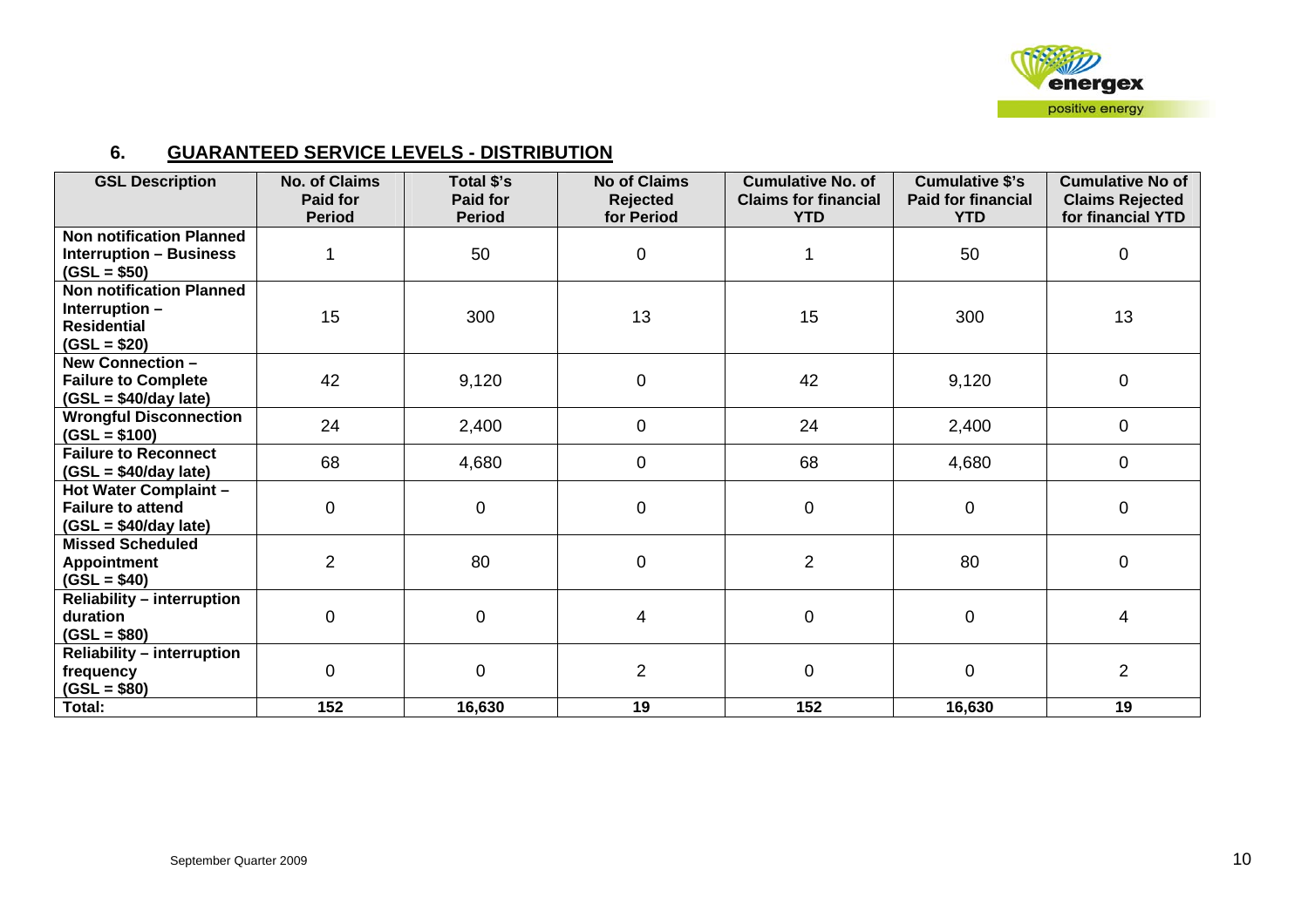## 6. GUARANTEED SERVICE LEVELS - DISTRIBUTION

| GSL Description | No. of Claims Paid for Period | Total $'s Paid for Period | No of Claims Rejected for Period | Cumulative No. of Claims for financial YTD | Cumulative $'s Paid for financial YTD | Cumulative No of Claims Rejected for financial YTD |
|---|---|---|---|---|---|---|
| **Non notification Planned Interruption – Business (GSL = $50)** | 1 | 50 | 0 | 1 | 50 | 0 |
| **Non notification Planned Interruption – Residential (GSL = $20)** | 15 | 300 | 13 | 15 | 300 | 13 |
| **New Connection – Failure to Complete (GSL = $40/day late)** | 42 | 9,120 | 0 | 42 | 9,120 | 0 |
| **Wrongful Disconnection (GSL = $100)** | 24 | 2,400 | 0 | 24 | 2,400 | 0 |
| **Failure to Reconnect (GSL = $40/day late)** | 68 | 4,680 | 0 | 68 | 4,680 | 0 |
| **Hot Water Complaint – Failure to attend (GSL = $40/day late)** | 0 | 0 | 0 | 0 | 0 | 0 |
| **Missed Scheduled Appointment (GSL = $40)** | 2 | 80 | 0 | 2 | 80 | 0 |
| **Reliability – interruption duration (GSL = $80)** | 0 | 0 | 4 | 0 | 0 | 4 |
| **Reliability – interruption frequency (GSL = $80)** | 0 | 0 | 2 | 0 | 0 | 2 |
| **Total:** | **152** | **16,630** | **19** | **152** | **16,630** | **19** |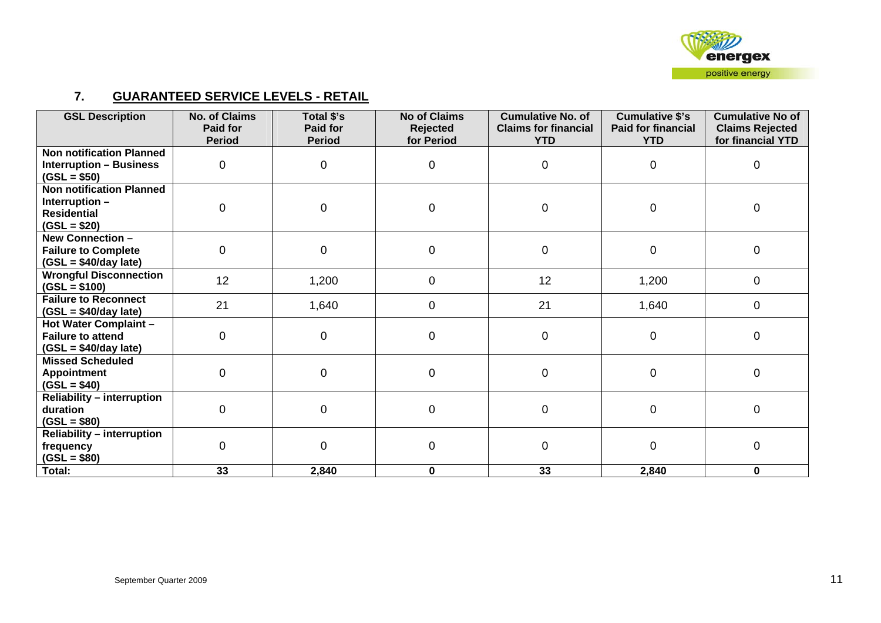## 7. GUARANTEED SERVICE LEVELS - RETAIL

| GSL Description | No. of Claims Paid for Period | Total $'s Paid for Period | No of Claims Rejected for Period | Cumulative No. of Claims for financial YTD | Cumulative $'s Paid for financial YTD | Cumulative No of Claims Rejected for financial YTD |
|---|---|---|---|---|---|---|
| **Non notification Planned Interruption – Business (GSL = $50)** | 0 | 0 | 0 | 0 | 0 | 0 |
| **Non notification Planned Interruption – Residential (GSL = $20)** | 0 | 0 | 0 | 0 | 0 | 0 |
| **New Connection – Failure to Complete (GSL = $40/day late)** | 0 | 0 | 0 | 0 | 0 | 0 |
| **Wrongful Disconnection (GSL = $100)** | 12 | 1,200 | 0 | 12 | 1,200 | 0 |
| **Failure to Reconnect (GSL = $40/day late)** | 21 | 1,640 | 0 | 21 | 1,640 | 0 |
| **Hot Water Complaint – Failure to attend (GSL = $40/day late)** | 0 | 0 | 0 | 0 | 0 | 0 |
| **Missed Scheduled Appointment (GSL = $40)** | 0 | 0 | 0 | 0 | 0 | 0 |
| **Reliability – interruption duration (GSL = $80)** | 0 | 0 | 0 | 0 | 0 | 0 |
| **Reliability – interruption frequency (GSL = $80)** | 0 | 0 | 0 | 0 | 0 | 0 |
| **Total:** | **33** | **2,840** | **0** | **33** | **2,840** | **0** |